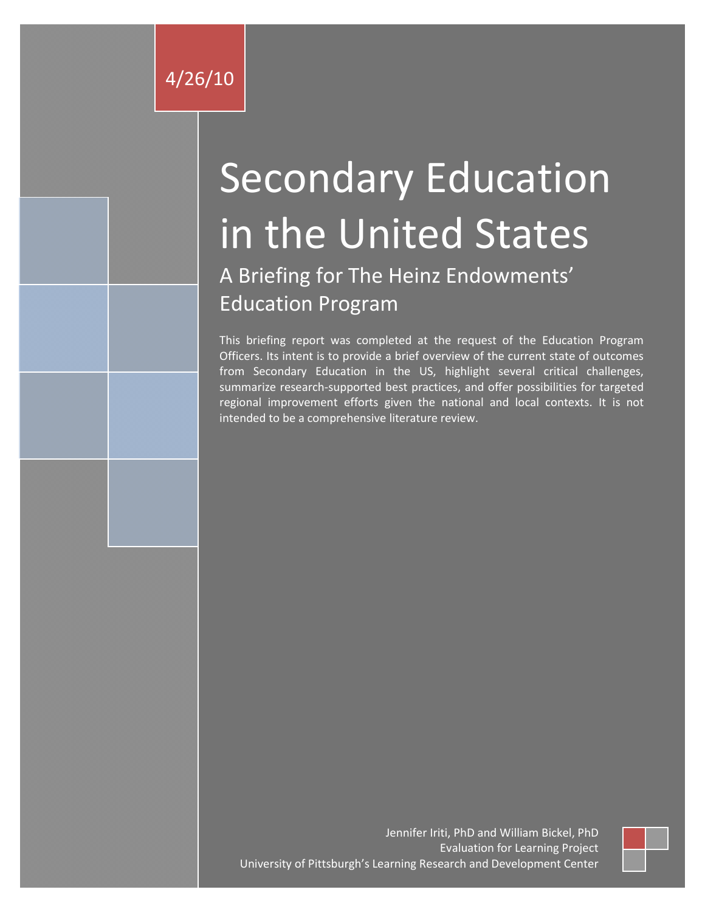4/26/10

# Secondary Education in the United States

## A Briefing for The Heinz Endowments' Education Program

This briefing report was completed at the request of the Education Program Officers. Its intent is to provide a brief overview of the current state of outcomes from Secondary Education in the US, highlight several critical challenges, summarize research-supported best practices, and offer possibilities for targeted regional improvement efforts given the national and local contexts. It is not intended to be a comprehensive literature review.

Jennifer Iriti, PhD and William Bickel, PhD
Evaluation for Learning Project
University of Pittsburgh's Learning Research and Development Center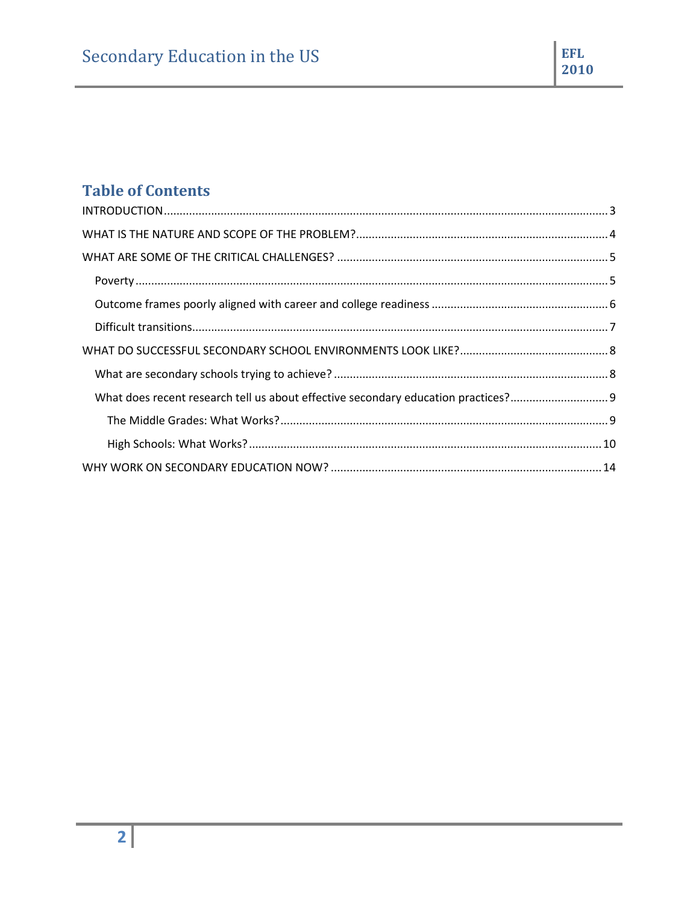## Table of Contents

INTRODUCTION ........................................................................................................................................ 3

WHAT IS THE NATURE AND SCOPE OF THE PROBLEM? ............................................................................ 4

WHAT ARE SOME OF THE CRITICAL CHALLENGES? .................................................................................. 5

- Poverty ................................................................................................................................................ 5
- Outcome frames poorly aligned with career and college readiness ...................................................... 6
- Difficult transitions ............................................................................................................................... 7

WHAT DO SUCCESSFUL SECONDARY SCHOOL ENVIRONMENTS LOOK LIKE? ........................................... 8

- What are secondary schools trying to achieve? ..................................................................................... 8
- What does recent research tell us about effective secondary education practices? .............................. 9
  - The Middle Grades: What Works? ..................................................................................................... 9
  - High Schools: What Works? ............................................................................................................. 10

WHY WORK ON SECONDARY EDUCATION NOW? .................................................................................... 14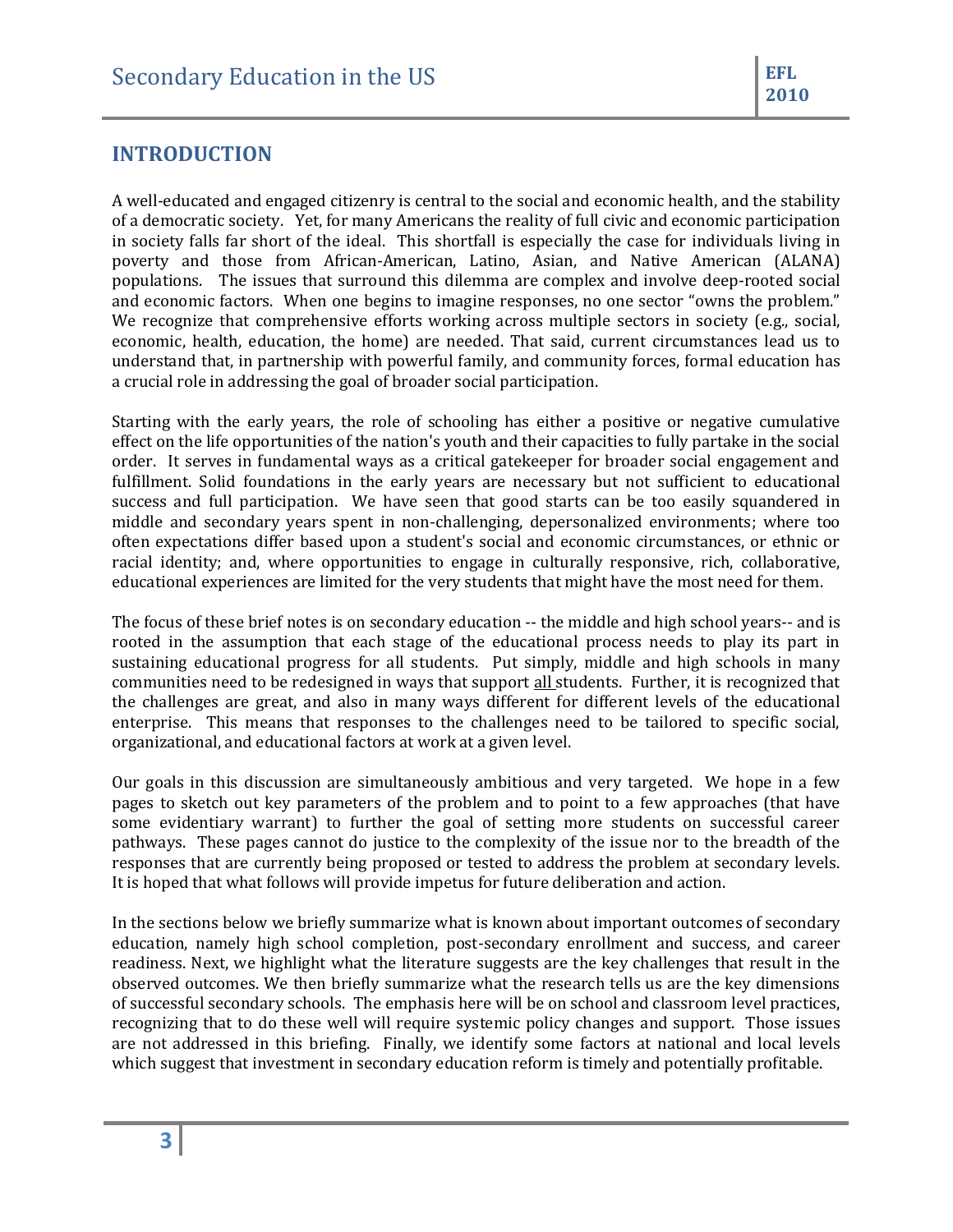## INTRODUCTION

A well-educated and engaged citizenry is central to the social and economic health, and the stability of a democratic society. Yet, for many Americans the reality of full civic and economic participation in society falls far short of the ideal. This shortfall is especially the case for individuals living in poverty and those from African-American, Latino, Asian, and Native American (ALANA) populations. The issues that surround this dilemma are complex and involve deep-rooted social and economic factors. When one begins to imagine responses, no one sector "owns the problem." We recognize that comprehensive efforts working across multiple sectors in society (e.g., social, economic, health, education, the home) are needed. That said, current circumstances lead us to understand that, in partnership with powerful family, and community forces, formal education has a crucial role in addressing the goal of broader social participation.

Starting with the early years, the role of schooling has either a positive or negative cumulative effect on the life opportunities of the nation's youth and their capacities to fully partake in the social order. It serves in fundamental ways as a critical gatekeeper for broader social engagement and fulfillment. Solid foundations in the early years are necessary but not sufficient to educational success and full participation. We have seen that good starts can be too easily squandered in middle and secondary years spent in non-challenging, depersonalized environments; where too often expectations differ based upon a student's social and economic circumstances, or ethnic or racial identity; and, where opportunities to engage in culturally responsive, rich, collaborative, educational experiences are limited for the very students that might have the most need for them.

The focus of these brief notes is on secondary education -- the middle and high school years-- and is rooted in the assumption that each stage of the educational process needs to play its part in sustaining educational progress for all students. Put simply, middle and high schools in many communities need to be redesigned in ways that support <u>all</u> students. Further, it is recognized that the challenges are great, and also in many ways different for different levels of the educational enterprise. This means that responses to the challenges need to be tailored to specific social, organizational, and educational factors at work at a given level.

Our goals in this discussion are simultaneously ambitious and very targeted. We hope in a few pages to sketch out key parameters of the problem and to point to a few approaches (that have some evidentiary warrant) to further the goal of setting more students on successful career pathways. These pages cannot do justice to the complexity of the issue nor to the breadth of the responses that are currently being proposed or tested to address the problem at secondary levels. It is hoped that what follows will provide impetus for future deliberation and action.

In the sections below we briefly summarize what is known about important outcomes of secondary education, namely high school completion, post-secondary enrollment and success, and career readiness. Next, we highlight what the literature suggests are the key challenges that result in the observed outcomes. We then briefly summarize what the research tells us are the key dimensions of successful secondary schools. The emphasis here will be on school and classroom level practices, recognizing that to do these well will require systemic policy changes and support. Those issues are not addressed in this briefing. Finally, we identify some factors at national and local levels which suggest that investment in secondary education reform is timely and potentially profitable.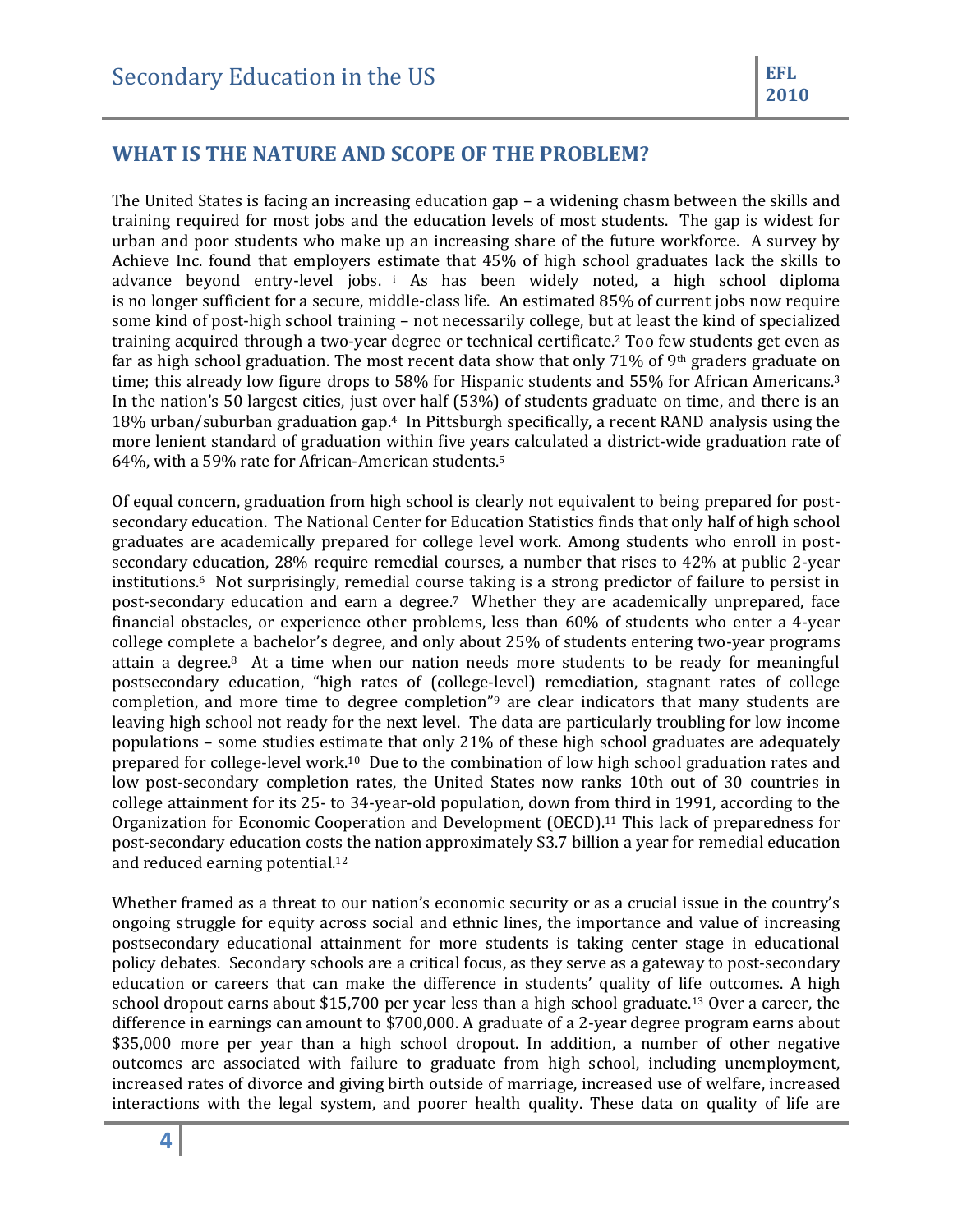## WHAT IS THE NATURE AND SCOPE OF THE PROBLEM?

The United States is facing an increasing education gap – a widening chasm between the skills and training required for most jobs and the education levels of most students. The gap is widest for urban and poor students who make up an increasing share of the future workforce. A survey by Achieve Inc. found that employers estimate that 45% of high school graduates lack the skills to advance beyond entry-level jobs. [i] As has been widely noted, a high school diploma is no longer sufficient for a secure, middle-class life. An estimated 85% of current jobs now require some kind of post-high school training – not necessarily college, but at least the kind of specialized training acquired through a two-year degree or technical certificate.[2] Too few students get even as far as high school graduation. The most recent data show that only 71% of 9th graders graduate on time; this already low figure drops to 58% for Hispanic students and 55% for African Americans.[3] In the nation's 50 largest cities, just over half (53%) of students graduate on time, and there is an 18% urban/suburban graduation gap.[4] In Pittsburgh specifically, a recent RAND analysis using the more lenient standard of graduation within five years calculated a district-wide graduation rate of 64%, with a 59% rate for African-American students.[5]

Of equal concern, graduation from high school is clearly not equivalent to being prepared for post-secondary education. The National Center for Education Statistics finds that only half of high school graduates are academically prepared for college level work. Among students who enroll in post-secondary education, 28% require remedial courses, a number that rises to 42% at public 2-year institutions.[6] Not surprisingly, remedial course taking is a strong predictor of failure to persist in post-secondary education and earn a degree.[7] Whether they are academically unprepared, face financial obstacles, or experience other problems, less than 60% of students who enter a 4-year college complete a bachelor's degree, and only about 25% of students entering two-year programs attain a degree.[8] At a time when our nation needs more students to be ready for meaningful postsecondary education, "high rates of (college-level) remediation, stagnant rates of college completion, and more time to degree completion"[9] are clear indicators that many students are leaving high school not ready for the next level. The data are particularly troubling for low income populations – some studies estimate that only 21% of these high school graduates are adequately prepared for college-level work.[10] Due to the combination of low high school graduation rates and low post-secondary completion rates, the United States now ranks 10th out of 30 countries in college attainment for its 25- to 34-year-old population, down from third in 1991, according to the Organization for Economic Cooperation and Development (OECD).[11] This lack of preparedness for post-secondary education costs the nation approximately $3.7 billion a year for remedial education and reduced earning potential.[12]

Whether framed as a threat to our nation's economic security or as a crucial issue in the country's ongoing struggle for equity across social and ethnic lines, the importance and value of increasing postsecondary educational attainment for more students is taking center stage in educational policy debates. Secondary schools are a critical focus, as they serve as a gateway to post-secondary education or careers that can make the difference in students' quality of life outcomes. A high school dropout earns about $15,700 per year less than a high school graduate.[13] Over a career, the difference in earnings can amount to $700,000. A graduate of a 2-year degree program earns about $35,000 more per year than a high school dropout. In addition, a number of other negative outcomes are associated with failure to graduate from high school, including unemployment, increased rates of divorce and giving birth outside of marriage, increased use of welfare, increased interactions with the legal system, and poorer health quality. These data on quality of life are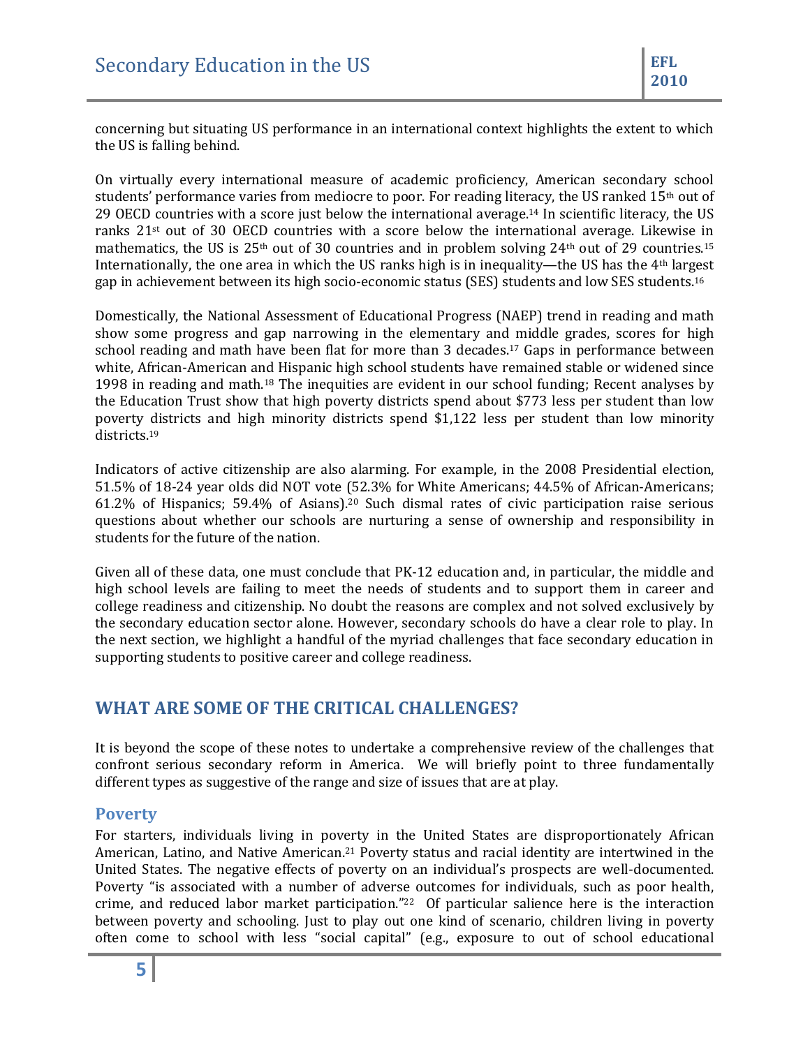concerning but situating US performance in an international context highlights the extent to which the US is falling behind.

On virtually every international measure of academic proficiency, American secondary school students' performance varies from mediocre to poor. For reading literacy, the US ranked 15th out of 29 OECD countries with a score just below the international average.[14] In scientific literacy, the US ranks 21st out of 30 OECD countries with a score below the international average. Likewise in mathematics, the US is 25th out of 30 countries and in problem solving 24th out of 29 countries.[15] Internationally, the one area in which the US ranks high is in inequality—the US has the 4th largest gap in achievement between its high socio-economic status (SES) students and low SES students.[16]

Domestically, the National Assessment of Educational Progress (NAEP) trend in reading and math show some progress and gap narrowing in the elementary and middle grades, scores for high school reading and math have been flat for more than 3 decades.[17] Gaps in performance between white, African-American and Hispanic high school students have remained stable or widened since 1998 in reading and math.[18] The inequities are evident in our school funding; Recent analyses by the Education Trust show that high poverty districts spend about $773 less per student than low poverty districts and high minority districts spend $1,122 less per student than low minority districts.[19]

Indicators of active citizenship are also alarming. For example, in the 2008 Presidential election, 51.5% of 18-24 year olds did NOT vote (52.3% for White Americans; 44.5% of African-Americans; 61.2% of Hispanics; 59.4% of Asians).[20] Such dismal rates of civic participation raise serious questions about whether our schools are nurturing a sense of ownership and responsibility in students for the future of the nation.

Given all of these data, one must conclude that PK-12 education and, in particular, the middle and high school levels are failing to meet the needs of students and to support them in career and college readiness and citizenship. No doubt the reasons are complex and not solved exclusively by the secondary education sector alone. However, secondary schools do have a clear role to play. In the next section, we highlight a handful of the myriad challenges that face secondary education in supporting students to positive career and college readiness.

## WHAT ARE SOME OF THE CRITICAL CHALLENGES?

It is beyond the scope of these notes to undertake a comprehensive review of the challenges that confront serious secondary reform in America. We will briefly point to three fundamentally different types as suggestive of the range and size of issues that are at play.

### Poverty

For starters, individuals living in poverty in the United States are disproportionately African American, Latino, and Native American.[21] Poverty status and racial identity are intertwined in the United States. The negative effects of poverty on an individual's prospects are well-documented. Poverty "is associated with a number of adverse outcomes for individuals, such as poor health, crime, and reduced labor market participation."[22] Of particular salience here is the interaction between poverty and schooling. Just to play out one kind of scenario, children living in poverty often come to school with less "social capital" (e.g., exposure to out of school educational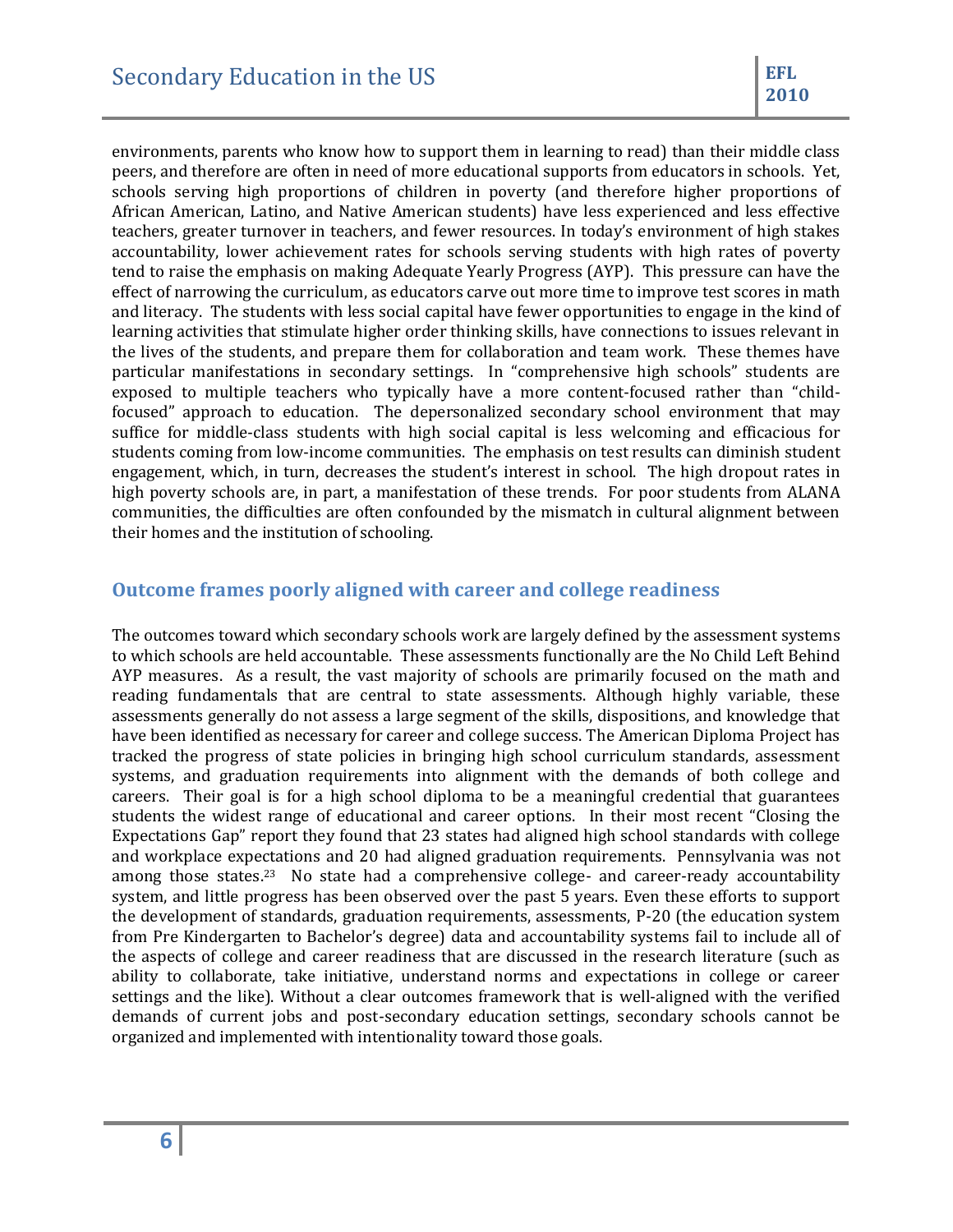environments, parents who know how to support them in learning to read) than their middle class peers, and therefore are often in need of more educational supports from educators in schools. Yet, schools serving high proportions of children in poverty (and therefore higher proportions of African American, Latino, and Native American students) have less experienced and less effective teachers, greater turnover in teachers, and fewer resources. In today's environment of high stakes accountability, lower achievement rates for schools serving students with high rates of poverty tend to raise the emphasis on making Adequate Yearly Progress (AYP). This pressure can have the effect of narrowing the curriculum, as educators carve out more time to improve test scores in math and literacy. The students with less social capital have fewer opportunities to engage in the kind of learning activities that stimulate higher order thinking skills, have connections to issues relevant in the lives of the students, and prepare them for collaboration and team work. These themes have particular manifestations in secondary settings. In "comprehensive high schools" students are exposed to multiple teachers who typically have a more content-focused rather than "child-focused" approach to education. The depersonalized secondary school environment that may suffice for middle-class students with high social capital is less welcoming and efficacious for students coming from low-income communities. The emphasis on test results can diminish student engagement, which, in turn, decreases the student's interest in school. The high dropout rates in high poverty schools are, in part, a manifestation of these trends. For poor students from ALANA communities, the difficulties are often confounded by the mismatch in cultural alignment between their homes and the institution of schooling.

## Outcome frames poorly aligned with career and college readiness

The outcomes toward which secondary schools work are largely defined by the assessment systems to which schools are held accountable. These assessments functionally are the No Child Left Behind AYP measures. As a result, the vast majority of schools are primarily focused on the math and reading fundamentals that are central to state assessments. Although highly variable, these assessments generally do not assess a large segment of the skills, dispositions, and knowledge that have been identified as necessary for career and college success. The American Diploma Project has tracked the progress of state policies in bringing high school curriculum standards, assessment systems, and graduation requirements into alignment with the demands of both college and careers. Their goal is for a high school diploma to be a meaningful credential that guarantees students the widest range of educational and career options. In their most recent "Closing the Expectations Gap" report they found that 23 states had aligned high school standards with college and workplace expectations and 20 had aligned graduation requirements. Pennsylvania was not among those states.[23] No state had a comprehensive college- and career-ready accountability system, and little progress has been observed over the past 5 years. Even these efforts to support the development of standards, graduation requirements, assessments, P-20 (the education system from Pre Kindergarten to Bachelor's degree) data and accountability systems fail to include all of the aspects of college and career readiness that are discussed in the research literature (such as ability to collaborate, take initiative, understand norms and expectations in college or career settings and the like). Without a clear outcomes framework that is well-aligned with the verified demands of current jobs and post-secondary education settings, secondary schools cannot be organized and implemented with intentionality toward those goals.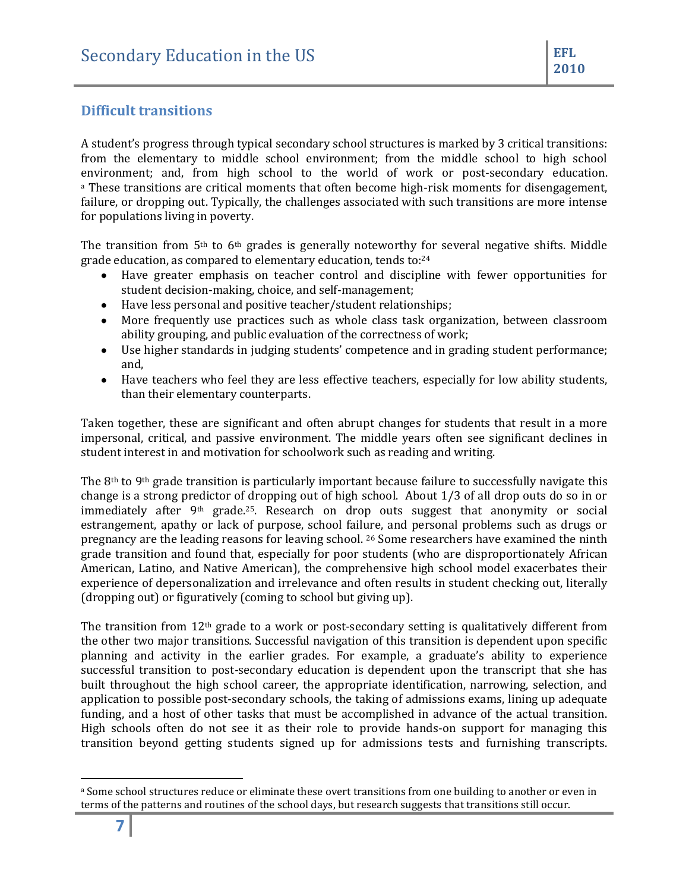## Difficult transitions

A student's progress through typical secondary school structures is marked by 3 critical transitions: from the elementary to middle school environment; from the middle school to high school environment; and, from high school to the world of work or post-secondary education. [a] These transitions are critical moments that often become high-risk moments for disengagement, failure, or dropping out. Typically, the challenges associated with such transitions are more intense for populations living in poverty.

The transition from 5th to 6th grades is generally noteworthy for several negative shifts. Middle grade education, as compared to elementary education, tends to:[24]

- Have greater emphasis on teacher control and discipline with fewer opportunities for student decision-making, choice, and self-management;
- Have less personal and positive teacher/student relationships;
- More frequently use practices such as whole class task organization, between classroom ability grouping, and public evaluation of the correctness of work;
- Use higher standards in judging students' competence and in grading student performance; and,
- Have teachers who feel they are less effective teachers, especially for low ability students, than their elementary counterparts.

Taken together, these are significant and often abrupt changes for students that result in a more impersonal, critical, and passive environment. The middle years often see significant declines in student interest in and motivation for schoolwork such as reading and writing.

The 8th to 9th grade transition is particularly important because failure to successfully navigate this change is a strong predictor of dropping out of high school. About 1/3 of all drop outs do so in or immediately after 9th grade.[25]. Research on drop outs suggest that anonymity or social estrangement, apathy or lack of purpose, school failure, and personal problems such as drugs or pregnancy are the leading reasons for leaving school. [26] Some researchers have examined the ninth grade transition and found that, especially for poor students (who are disproportionately African American, Latino, and Native American), the comprehensive high school model exacerbates their experience of depersonalization and irrelevance and often results in student checking out, literally (dropping out) or figuratively (coming to school but giving up).

The transition from 12th grade to a work or post-secondary setting is qualitatively different from the other two major transitions. Successful navigation of this transition is dependent upon specific planning and activity in the earlier grades. For example, a graduate's ability to experience successful transition to post-secondary education is dependent upon the transcript that she has built throughout the high school career, the appropriate identification, narrowing, selection, and application to possible post-secondary schools, the taking of admissions exams, lining up adequate funding, and a host of other tasks that must be accomplished in advance of the actual transition. High schools often do not see it as their role to provide hands-on support for managing this transition beyond getting students signed up for admissions tests and furnishing transcripts.

---

[a] Some school structures reduce or eliminate these overt transitions from one building to another or even in terms of the patterns and routines of the school days, but research suggests that transitions still occur.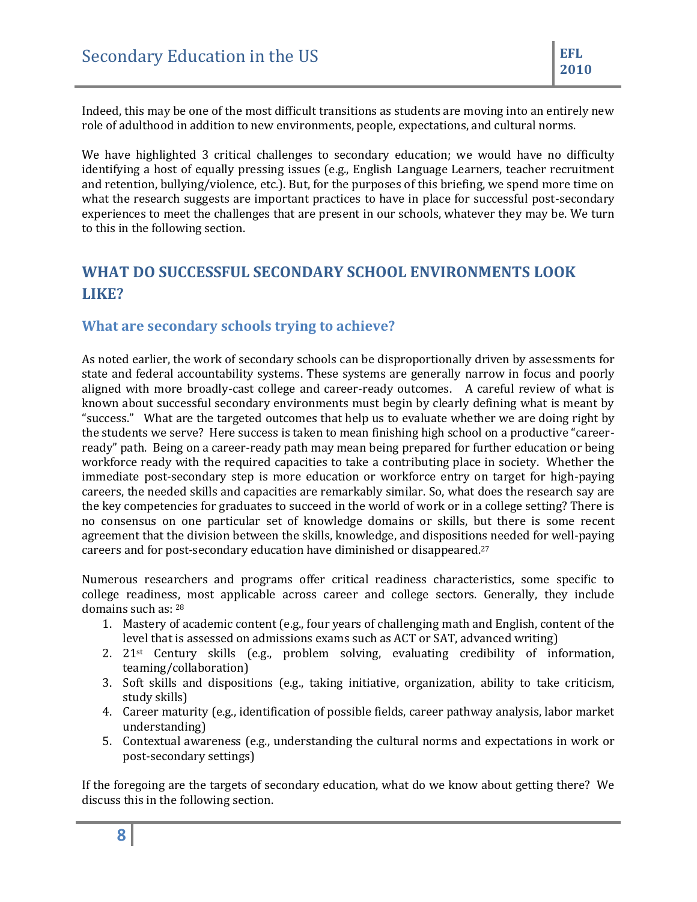Indeed, this may be one of the most difficult transitions as students are moving into an entirely new role of adulthood in addition to new environments, people, expectations, and cultural norms.

We have highlighted 3 critical challenges to secondary education; we would have no difficulty identifying a host of equally pressing issues (e.g., English Language Learners, teacher recruitment and retention, bullying/violence, etc.). But, for the purposes of this briefing, we spend more time on what the research suggests are important practices to have in place for successful post-secondary experiences to meet the challenges that are present in our schools, whatever they may be. We turn to this in the following section.

## WHAT DO SUCCESSFUL SECONDARY SCHOOL ENVIRONMENTS LOOK LIKE?

### What are secondary schools trying to achieve?

As noted earlier, the work of secondary schools can be disproportionally driven by assessments for state and federal accountability systems. These systems are generally narrow in focus and poorly aligned with more broadly-cast college and career-ready outcomes. A careful review of what is known about successful secondary environments must begin by clearly defining what is meant by "success." What are the targeted outcomes that help us to evaluate whether we are doing right by the students we serve? Here success is taken to mean finishing high school on a productive "career-ready" path. Being on a career-ready path may mean being prepared for further education or being workforce ready with the required capacities to take a contributing place in society. Whether the immediate post-secondary step is more education or workforce entry on target for high-paying careers, the needed skills and capacities are remarkably similar. So, what does the research say are the key competencies for graduates to succeed in the world of work or in a college setting? There is no consensus on one particular set of knowledge domains or skills, but there is some recent agreement that the division between the skills, knowledge, and dispositions needed for well-paying careers and for post-secondary education have diminished or disappeared.[27]

Numerous researchers and programs offer critical readiness characteristics, some specific to college readiness, most applicable across career and college sectors. Generally, they include domains such as: [28]

1. Mastery of academic content (e.g., four years of challenging math and English, content of the level that is assessed on admissions exams such as ACT or SAT, advanced writing)
2. 21st Century skills (e.g., problem solving, evaluating credibility of information, teaming/collaboration)
3. Soft skills and dispositions (e.g., taking initiative, organization, ability to take criticism, study skills)
4. Career maturity (e.g., identification of possible fields, career pathway analysis, labor market understanding)
5. Contextual awareness (e.g., understanding the cultural norms and expectations in work or post-secondary settings)

If the foregoing are the targets of secondary education, what do we know about getting there? We discuss this in the following section.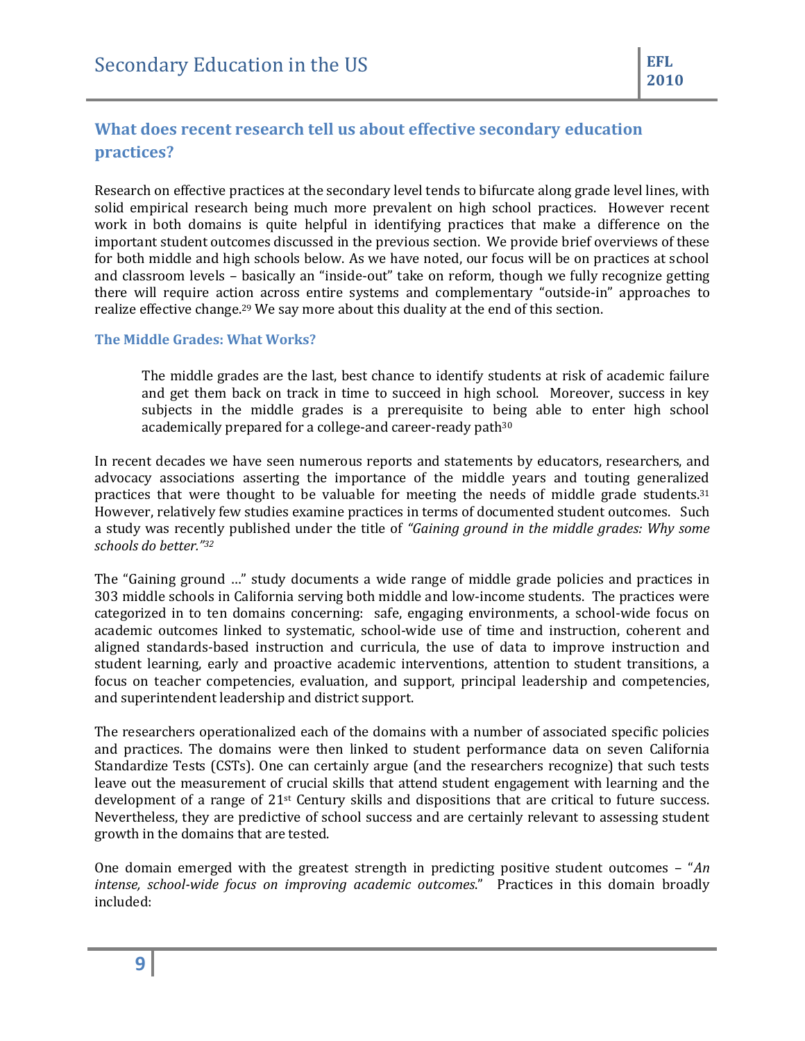## What does recent research tell us about effective secondary education practices?

Research on effective practices at the secondary level tends to bifurcate along grade level lines, with solid empirical research being much more prevalent on high school practices. However recent work in both domains is quite helpful in identifying practices that make a difference on the important student outcomes discussed in the previous section. We provide brief overviews of these for both middle and high schools below. As we have noted, our focus will be on practices at school and classroom levels – basically an "inside-out" take on reform, though we fully recognize getting there will require action across entire systems and complementary "outside-in" approaches to realize effective change.[29] We say more about this duality at the end of this section.

### The Middle Grades: What Works?

> The middle grades are the last, best chance to identify students at risk of academic failure and get them back on track in time to succeed in high school. Moreover, success in key subjects in the middle grades is a prerequisite to being able to enter high school academically prepared for a college-and career-ready path[30]

In recent decades we have seen numerous reports and statements by educators, researchers, and advocacy associations asserting the importance of the middle years and touting generalized practices that were thought to be valuable for meeting the needs of middle grade students.[31] However, relatively few studies examine practices in terms of documented student outcomes. Such a study was recently published under the title of *"Gaining ground in the middle grades: Why some schools do better."[32]*

The "Gaining ground …" study documents a wide range of middle grade policies and practices in 303 middle schools in California serving both middle and low-income students. The practices were categorized in to ten domains concerning: safe, engaging environments, a school-wide focus on academic outcomes linked to systematic, school-wide use of time and instruction, coherent and aligned standards-based instruction and curricula, the use of data to improve instruction and student learning, early and proactive academic interventions, attention to student transitions, a focus on teacher competencies, evaluation, and support, principal leadership and competencies, and superintendent leadership and district support.

The researchers operationalized each of the domains with a number of associated specific policies and practices. The domains were then linked to student performance data on seven California Standardize Tests (CSTs). One can certainly argue (and the researchers recognize) that such tests leave out the measurement of crucial skills that attend student engagement with learning and the development of a range of 21st Century skills and dispositions that are critical to future success. Nevertheless, they are predictive of school success and are certainly relevant to assessing student growth in the domains that are tested.

One domain emerged with the greatest strength in predicting positive student outcomes – "*An intense, school-wide focus on improving academic outcomes*." Practices in this domain broadly included: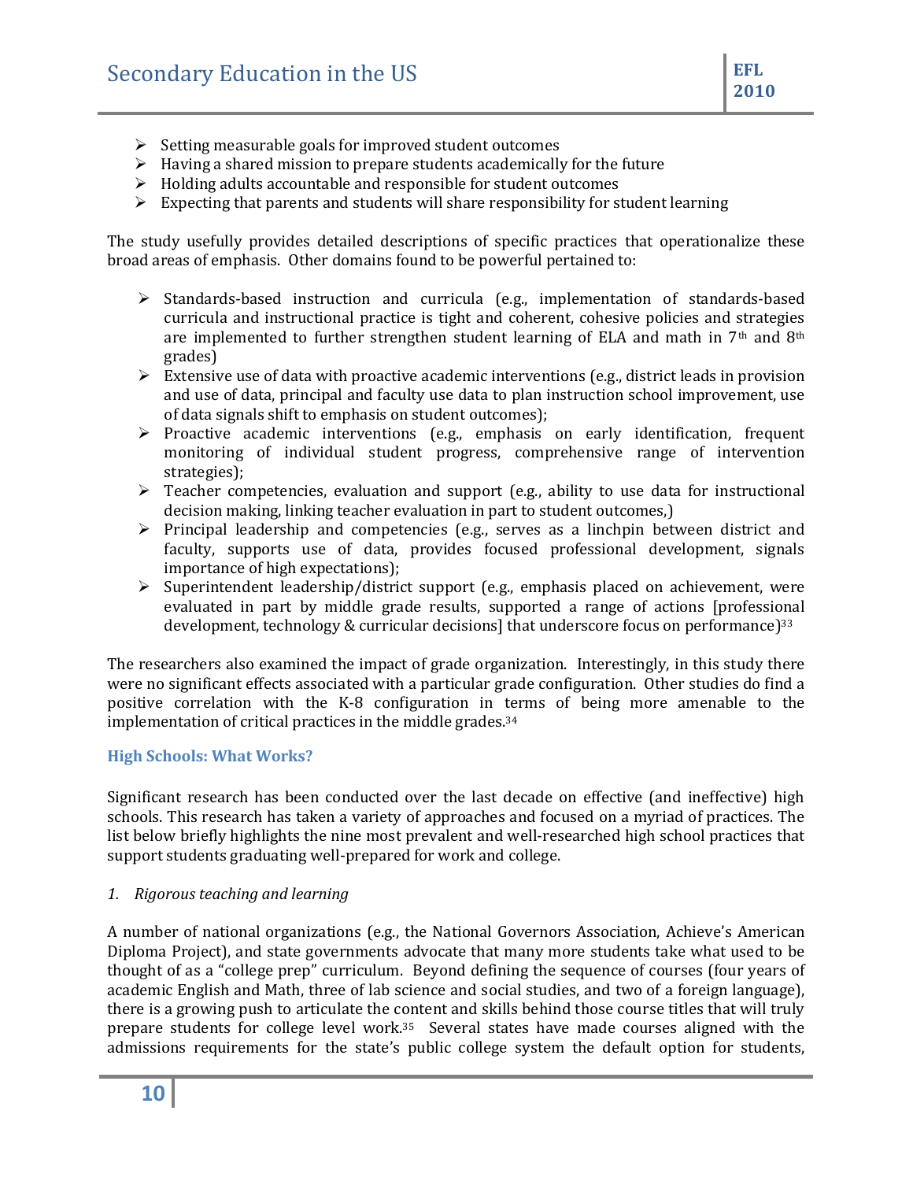- Setting measurable goals for improved student outcomes
- Having a shared mission to prepare students academically for the future
- Holding adults accountable and responsible for student outcomes
- Expecting that parents and students will share responsibility for student learning

The study usefully provides detailed descriptions of specific practices that operationalize these broad areas of emphasis. Other domains found to be powerful pertained to:

- Standards-based instruction and curricula (e.g., implementation of standards-based curricula and instructional practice is tight and coherent, cohesive policies and strategies are implemented to further strengthen student learning of ELA and math in 7th and 8th grades)
- Extensive use of data with proactive academic interventions (e.g., district leads in provision and use of data, principal and faculty use data to plan instruction school improvement, use of data signals shift to emphasis on student outcomes);
- Proactive academic interventions (e.g., emphasis on early identification, frequent monitoring of individual student progress, comprehensive range of intervention strategies);
- Teacher competencies, evaluation and support (e.g., ability to use data for instructional decision making, linking teacher evaluation in part to student outcomes,)
- Principal leadership and competencies (e.g., serves as a linchpin between district and faculty, supports use of data, provides focused professional development, signals importance of high expectations);
- Superintendent leadership/district support (e.g., emphasis placed on achievement, were evaluated in part by middle grade results, supported a range of actions [professional development, technology & curricular decisions] that underscore focus on performance)[33]

The researchers also examined the impact of grade organization. Interestingly, in this study there were no significant effects associated with a particular grade configuration. Other studies do find a positive correlation with the K-8 configuration in terms of being more amenable to the implementation of critical practices in the middle grades.[34]

### High Schools: What Works?

Significant research has been conducted over the last decade on effective (and ineffective) high schools. This research has taken a variety of approaches and focused on a myriad of practices. The list below briefly highlights the nine most prevalent and well-researched high school practices that support students graduating well-prepared for work and college.

*1. Rigorous teaching and learning*

A number of national organizations (e.g., the National Governors Association, Achieve's American Diploma Project), and state governments advocate that many more students take what used to be thought of as a "college prep" curriculum. Beyond defining the sequence of courses (four years of academic English and Math, three of lab science and social studies, and two of a foreign language), there is a growing push to articulate the content and skills behind those course titles that will truly prepare students for college level work.[35] Several states have made courses aligned with the admissions requirements for the state's public college system the default option for students,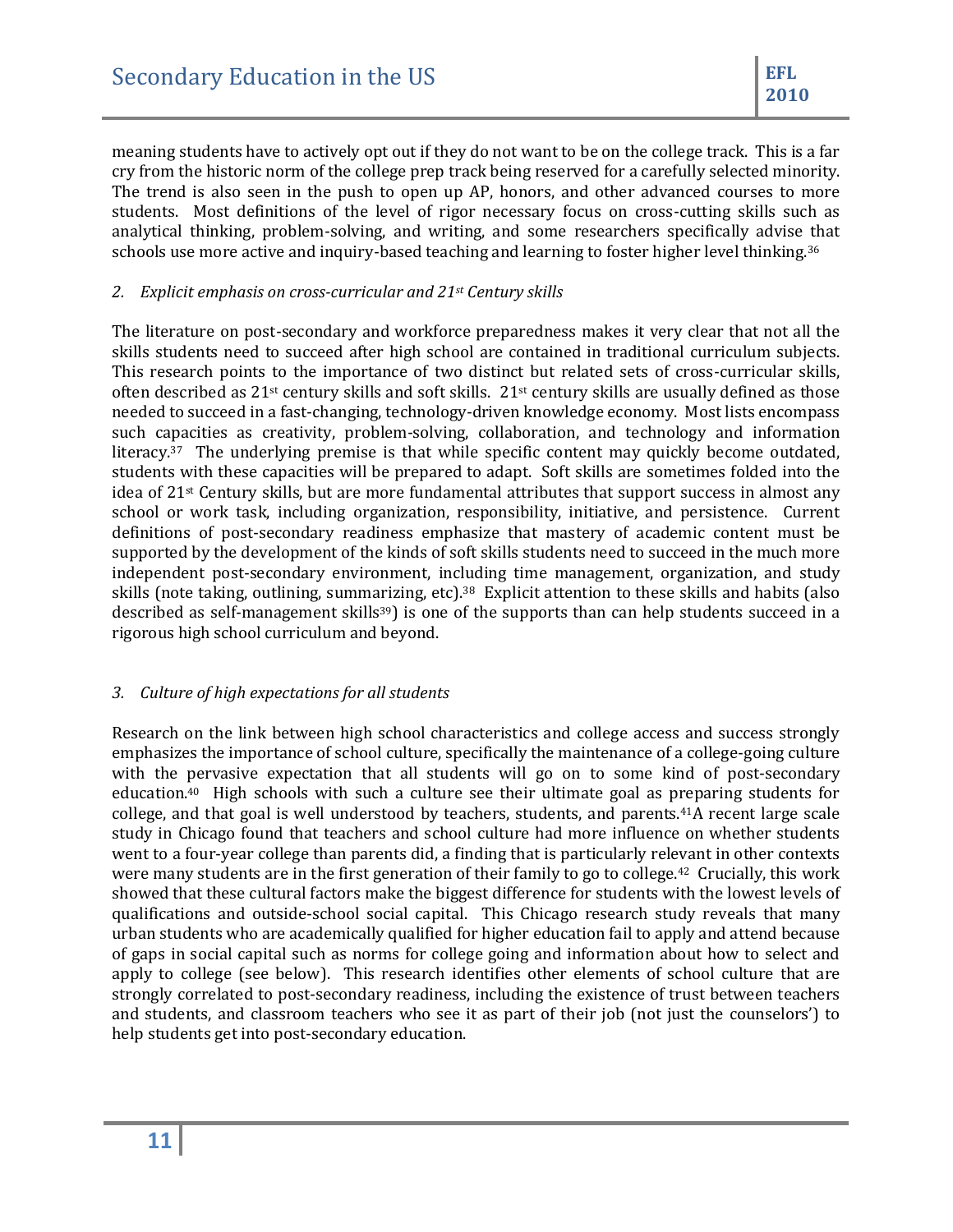meaning students have to actively opt out if they do not want to be on the college track. This is a far cry from the historic norm of the college prep track being reserved for a carefully selected minority. The trend is also seen in the push to open up AP, honors, and other advanced courses to more students. Most definitions of the level of rigor necessary focus on cross-cutting skills such as analytical thinking, problem-solving, and writing, and some researchers specifically advise that schools use more active and inquiry-based teaching and learning to foster higher level thinking.[36]

*2. Explicit emphasis on cross-curricular and 21st Century skills*

The literature on post-secondary and workforce preparedness makes it very clear that not all the skills students need to succeed after high school are contained in traditional curriculum subjects. This research points to the importance of two distinct but related sets of cross-curricular skills, often described as 21st century skills and soft skills. 21st century skills are usually defined as those needed to succeed in a fast-changing, technology-driven knowledge economy. Most lists encompass such capacities as creativity, problem-solving, collaboration, and technology and information literacy.[37] The underlying premise is that while specific content may quickly become outdated, students with these capacities will be prepared to adapt. Soft skills are sometimes folded into the idea of 21st Century skills, but are more fundamental attributes that support success in almost any school or work task, including organization, responsibility, initiative, and persistence. Current definitions of post-secondary readiness emphasize that mastery of academic content must be supported by the development of the kinds of soft skills students need to succeed in the much more independent post-secondary environment, including time management, organization, and study skills (note taking, outlining, summarizing, etc).[38] Explicit attention to these skills and habits (also described as self-management skills[39]) is one of the supports than can help students succeed in a rigorous high school curriculum and beyond.

*3. Culture of high expectations for all students*

Research on the link between high school characteristics and college access and success strongly emphasizes the importance of school culture, specifically the maintenance of a college-going culture with the pervasive expectation that all students will go on to some kind of post-secondary education.[40] High schools with such a culture see their ultimate goal as preparing students for college, and that goal is well understood by teachers, students, and parents.[41] A recent large scale study in Chicago found that teachers and school culture had more influence on whether students went to a four-year college than parents did, a finding that is particularly relevant in other contexts were many students are in the first generation of their family to go to college.[42] Crucially, this work showed that these cultural factors make the biggest difference for students with the lowest levels of qualifications and outside-school social capital. This Chicago research study reveals that many urban students who are academically qualified for higher education fail to apply and attend because of gaps in social capital such as norms for college going and information about how to select and apply to college (see below). This research identifies other elements of school culture that are strongly correlated to post-secondary readiness, including the existence of trust between teachers and students, and classroom teachers who see it as part of their job (not just the counselors') to help students get into post-secondary education.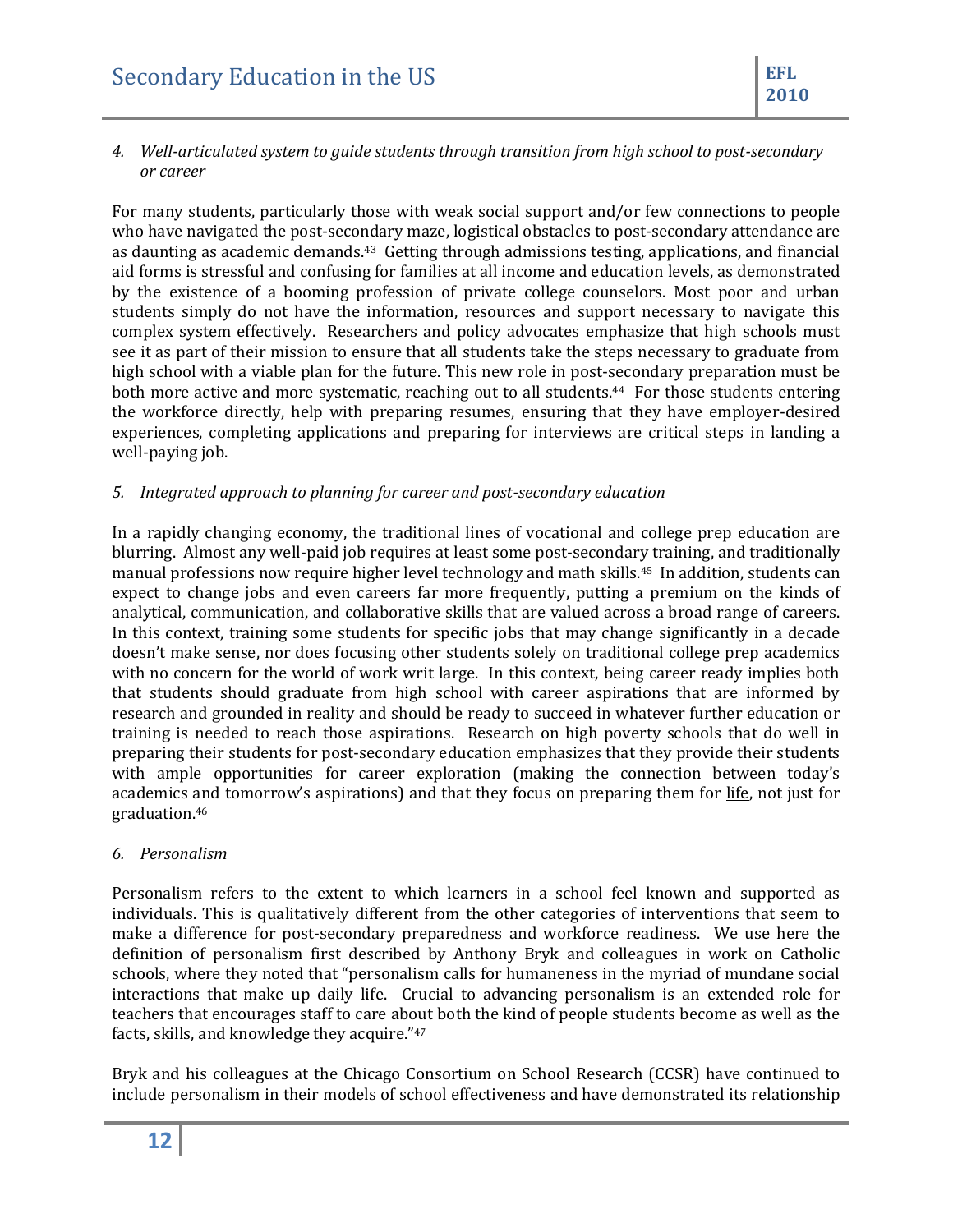*4. Well-articulated system to guide students through transition from high school to post-secondary or career*

For many students, particularly those with weak social support and/or few connections to people who have navigated the post-secondary maze, logistical obstacles to post-secondary attendance are as daunting as academic demands.[43] Getting through admissions testing, applications, and financial aid forms is stressful and confusing for families at all income and education levels, as demonstrated by the existence of a booming profession of private college counselors. Most poor and urban students simply do not have the information, resources and support necessary to navigate this complex system effectively. Researchers and policy advocates emphasize that high schools must see it as part of their mission to ensure that all students take the steps necessary to graduate from high school with a viable plan for the future. This new role in post-secondary preparation must be both more active and more systematic, reaching out to all students.[44] For those students entering the workforce directly, help with preparing resumes, ensuring that they have employer-desired experiences, completing applications and preparing for interviews are critical steps in landing a well-paying job.

*5. Integrated approach to planning for career and post-secondary education*

In a rapidly changing economy, the traditional lines of vocational and college prep education are blurring. Almost any well-paid job requires at least some post-secondary training, and traditionally manual professions now require higher level technology and math skills.[45] In addition, students can expect to change jobs and even careers far more frequently, putting a premium on the kinds of analytical, communication, and collaborative skills that are valued across a broad range of careers. In this context, training some students for specific jobs that may change significantly in a decade doesn't make sense, nor does focusing other students solely on traditional college prep academics with no concern for the world of work writ large. In this context, being career ready implies both that students should graduate from high school with career aspirations that are informed by research and grounded in reality and should be ready to succeed in whatever further education or training is needed to reach those aspirations. Research on high poverty schools that do well in preparing their students for post-secondary education emphasizes that they provide their students with ample opportunities for career exploration (making the connection between today's academics and tomorrow's aspirations) and that they focus on preparing them for <u>life</u>, not just for graduation.[46]

*6. Personalism*

Personalism refers to the extent to which learners in a school feel known and supported as individuals. This is qualitatively different from the other categories of interventions that seem to make a difference for post-secondary preparedness and workforce readiness. We use here the definition of personalism first described by Anthony Bryk and colleagues in work on Catholic schools, where they noted that "personalism calls for humaneness in the myriad of mundane social interactions that make up daily life. Crucial to advancing personalism is an extended role for teachers that encourages staff to care about both the kind of people students become as well as the facts, skills, and knowledge they acquire."[47]

Bryk and his colleagues at the Chicago Consortium on School Research (CCSR) have continued to include personalism in their models of school effectiveness and have demonstrated its relationship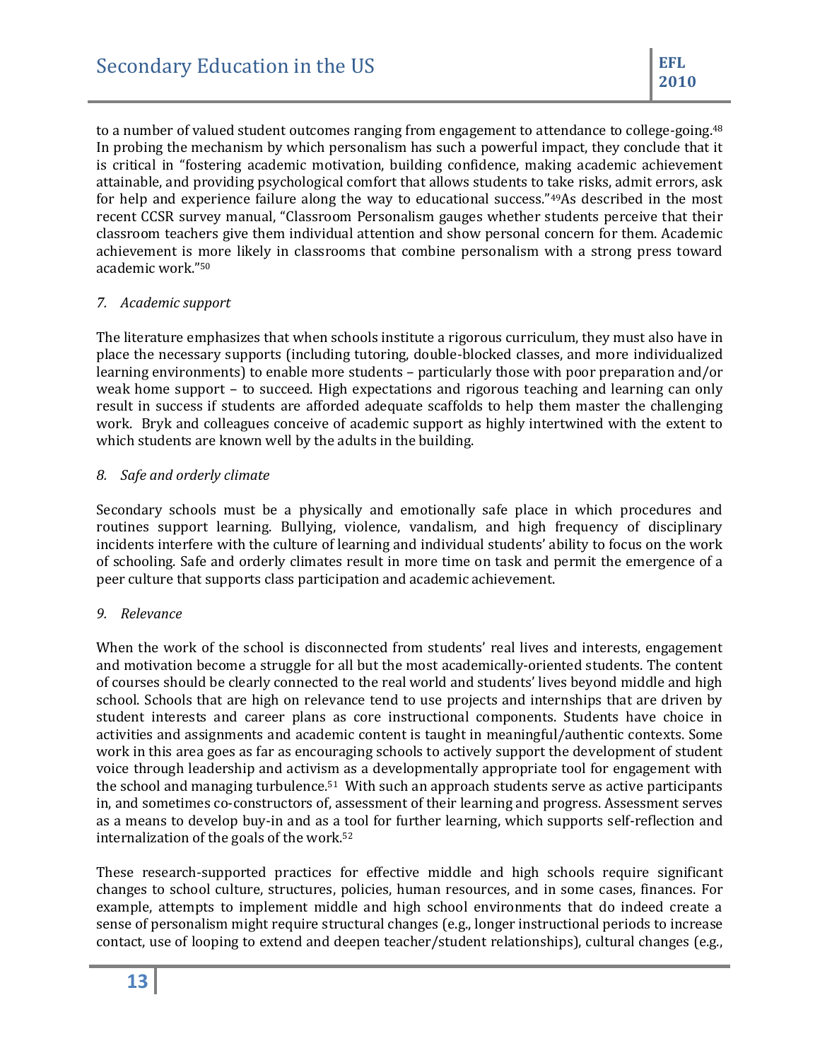to a number of valued student outcomes ranging from engagement to attendance to college-going.[48] In probing the mechanism by which personalism has such a powerful impact, they conclude that it is critical in "fostering academic motivation, building confidence, making academic achievement attainable, and providing psychological comfort that allows students to take risks, admit errors, ask for help and experience failure along the way to educational success."[49] As described in the most recent CCSR survey manual, "Classroom Personalism gauges whether students perceive that their classroom teachers give them individual attention and show personal concern for them. Academic achievement is more likely in classrooms that combine personalism with a strong press toward academic work."[50]

*7. Academic support*

The literature emphasizes that when schools institute a rigorous curriculum, they must also have in place the necessary supports (including tutoring, double-blocked classes, and more individualized learning environments) to enable more students – particularly those with poor preparation and/or weak home support – to succeed. High expectations and rigorous teaching and learning can only result in success if students are afforded adequate scaffolds to help them master the challenging work. Bryk and colleagues conceive of academic support as highly intertwined with the extent to which students are known well by the adults in the building.

*8. Safe and orderly climate*

Secondary schools must be a physically and emotionally safe place in which procedures and routines support learning. Bullying, violence, vandalism, and high frequency of disciplinary incidents interfere with the culture of learning and individual students' ability to focus on the work of schooling. Safe and orderly climates result in more time on task and permit the emergence of a peer culture that supports class participation and academic achievement.

*9. Relevance*

When the work of the school is disconnected from students' real lives and interests, engagement and motivation become a struggle for all but the most academically-oriented students. The content of courses should be clearly connected to the real world and students' lives beyond middle and high school. Schools that are high on relevance tend to use projects and internships that are driven by student interests and career plans as core instructional components. Students have choice in activities and assignments and academic content is taught in meaningful/authentic contexts. Some work in this area goes as far as encouraging schools to actively support the development of student voice through leadership and activism as a developmentally appropriate tool for engagement with the school and managing turbulence.[51] With such an approach students serve as active participants in, and sometimes co-constructors of, assessment of their learning and progress. Assessment serves as a means to develop buy-in and as a tool for further learning, which supports self-reflection and internalization of the goals of the work.[52]

These research-supported practices for effective middle and high schools require significant changes to school culture, structures, policies, human resources, and in some cases, finances. For example, attempts to implement middle and high school environments that do indeed create a sense of personalism might require structural changes (e.g., longer instructional periods to increase contact, use of looping to extend and deepen teacher/student relationships), cultural changes (e.g.,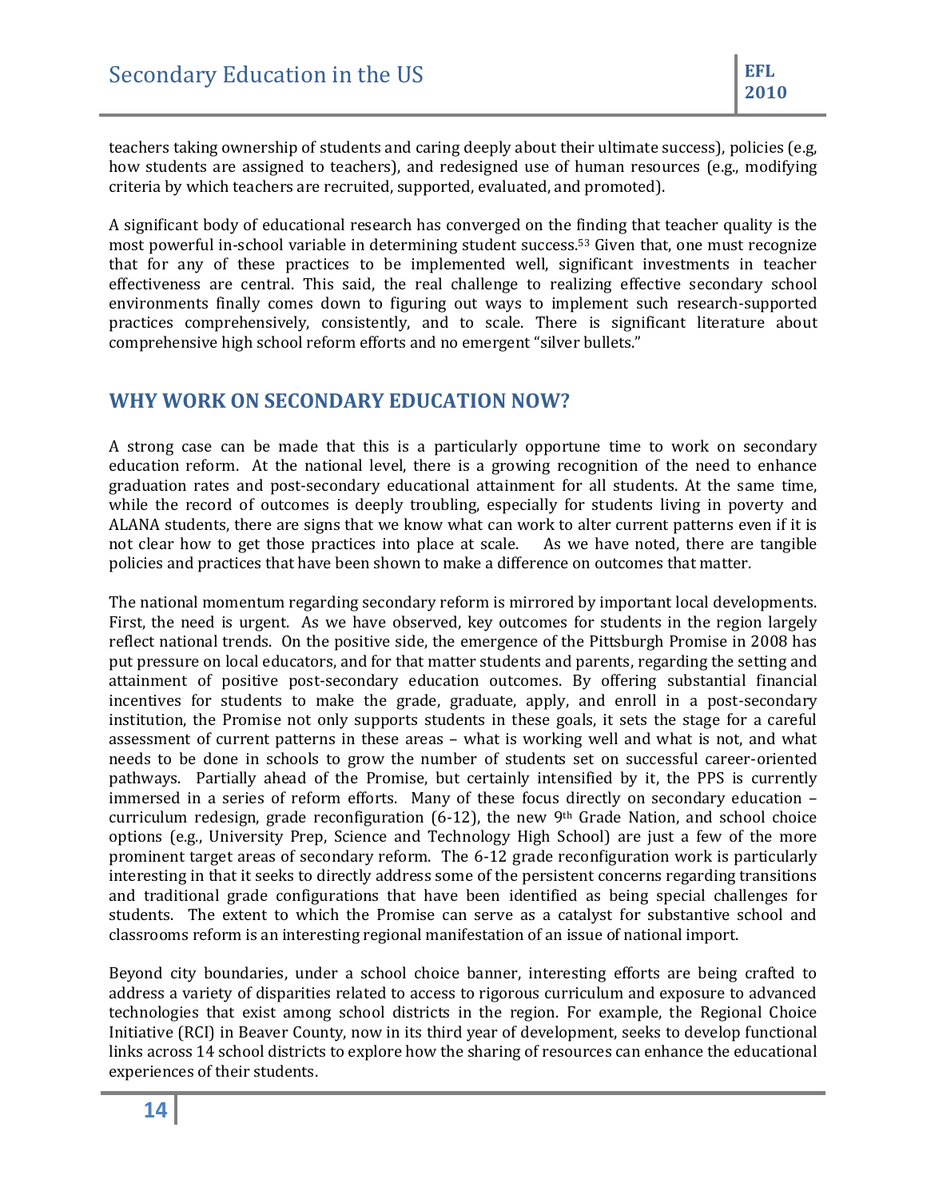teachers taking ownership of students and caring deeply about their ultimate success), policies (e.g, how students are assigned to teachers), and redesigned use of human resources (e.g., modifying criteria by which teachers are recruited, supported, evaluated, and promoted).

A significant body of educational research has converged on the finding that teacher quality is the most powerful in-school variable in determining student success.[53] Given that, one must recognize that for any of these practices to be implemented well, significant investments in teacher effectiveness are central. This said, the real challenge to realizing effective secondary school environments finally comes down to figuring out ways to implement such research-supported practices comprehensively, consistently, and to scale. There is significant literature about comprehensive high school reform efforts and no emergent "silver bullets."

## WHY WORK ON SECONDARY EDUCATION NOW?

A strong case can be made that this is a particularly opportune time to work on secondary education reform. At the national level, there is a growing recognition of the need to enhance graduation rates and post-secondary educational attainment for all students. At the same time, while the record of outcomes is deeply troubling, especially for students living in poverty and ALANA students, there are signs that we know what can work to alter current patterns even if it is not clear how to get those practices into place at scale. As we have noted, there are tangible policies and practices that have been shown to make a difference on outcomes that matter.

The national momentum regarding secondary reform is mirrored by important local developments. First, the need is urgent. As we have observed, key outcomes for students in the region largely reflect national trends. On the positive side, the emergence of the Pittsburgh Promise in 2008 has put pressure on local educators, and for that matter students and parents, regarding the setting and attainment of positive post-secondary education outcomes. By offering substantial financial incentives for students to make the grade, graduate, apply, and enroll in a post-secondary institution, the Promise not only supports students in these goals, it sets the stage for a careful assessment of current patterns in these areas – what is working well and what is not, and what needs to be done in schools to grow the number of students set on successful career-oriented pathways. Partially ahead of the Promise, but certainly intensified by it, the PPS is currently immersed in a series of reform efforts. Many of these focus directly on secondary education – curriculum redesign, grade reconfiguration (6-12), the new 9th Grade Nation, and school choice options (e.g., University Prep, Science and Technology High School) are just a few of the more prominent target areas of secondary reform. The 6-12 grade reconfiguration work is particularly interesting in that it seeks to directly address some of the persistent concerns regarding transitions and traditional grade configurations that have been identified as being special challenges for students. The extent to which the Promise can serve as a catalyst for substantive school and classrooms reform is an interesting regional manifestation of an issue of national import.

Beyond city boundaries, under a school choice banner, interesting efforts are being crafted to address a variety of disparities related to access to rigorous curriculum and exposure to advanced technologies that exist among school districts in the region. For example, the Regional Choice Initiative (RCI) in Beaver County, now in its third year of development, seeks to develop functional links across 14 school districts to explore how the sharing of resources can enhance the educational experiences of their students.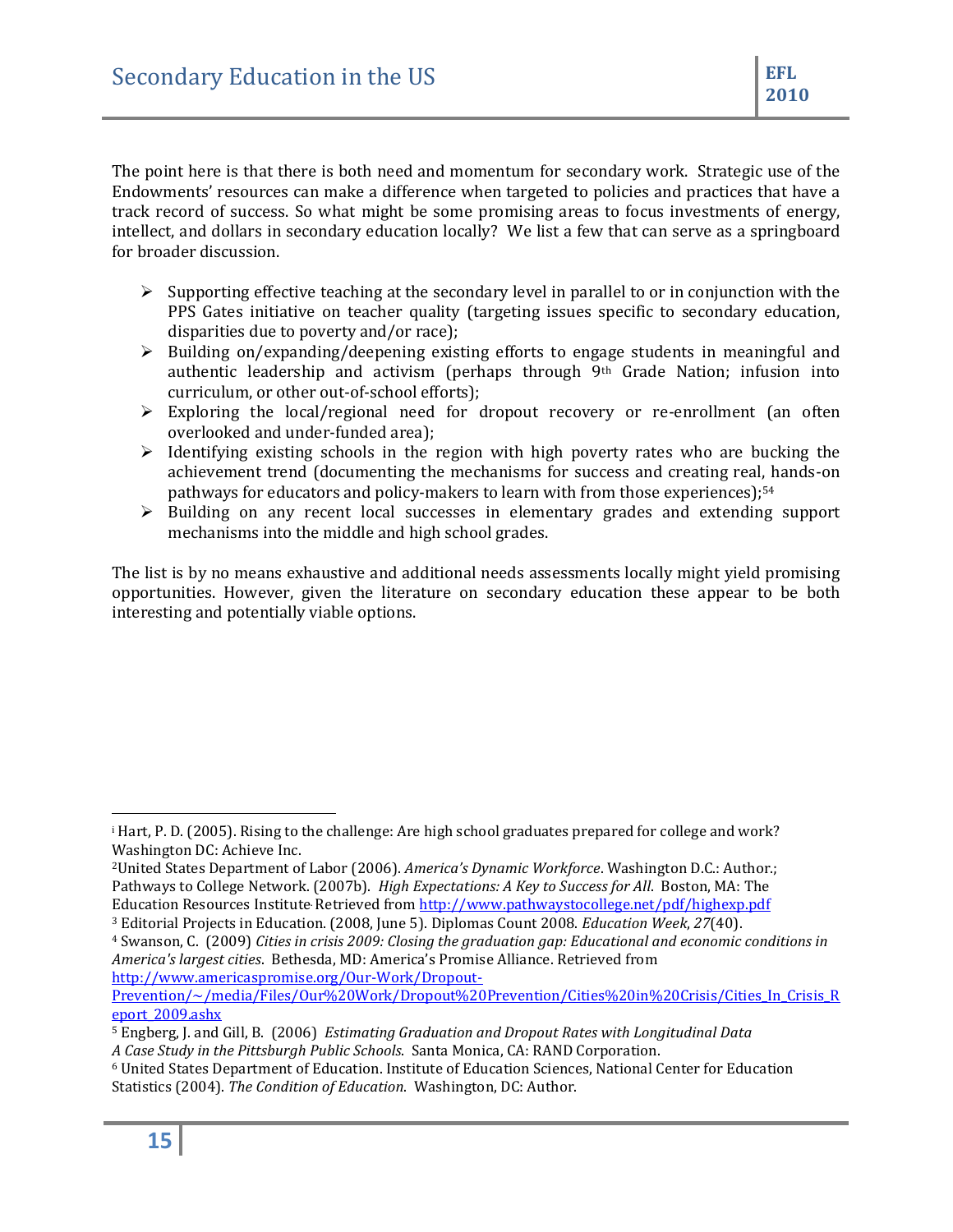The point here is that there is both need and momentum for secondary work. Strategic use of the Endowments' resources can make a difference when targeted to policies and practices that have a track record of success. So what might be some promising areas to focus investments of energy, intellect, and dollars in secondary education locally? We list a few that can serve as a springboard for broader discussion.

- Supporting effective teaching at the secondary level in parallel to or in conjunction with the PPS Gates initiative on teacher quality (targeting issues specific to secondary education, disparities due to poverty and/or race);
- Building on/expanding/deepening existing efforts to engage students in meaningful and authentic leadership and activism (perhaps through 9th Grade Nation; infusion into curriculum, or other out-of-school efforts);
- Exploring the local/regional need for dropout recovery or re-enrollment (an often overlooked and under-funded area);
- Identifying existing schools in the region with high poverty rates who are bucking the achievement trend (documenting the mechanisms for success and creating real, hands-on pathways for educators and policy-makers to learn with from those experiences);[54]
- Building on any recent local successes in elementary grades and extending support mechanisms into the middle and high school grades.

The list is by no means exhaustive and additional needs assessments locally might yield promising opportunities. However, given the literature on secondary education these appear to be both interesting and potentially viable options.

---

[i] Hart, P. D. (2005). Rising to the challenge: Are high school graduates prepared for college and work? Washington DC: Achieve Inc.

[2] United States Department of Labor (2006). *America's Dynamic Workforce*. Washington D.C.: Author.; Pathways to College Network. (2007b). *High Expectations: A Key to Success for All*. Boston, MA: The Education Resources Institute. Retrieved from http://www.pathwaystocollege.net/pdf/highexp.pdf

[3] Editorial Projects in Education. (2008, June 5). Diplomas Count 2008. *Education Week*, *27*(40).

[4] Swanson, C. (2009) *Cities in crisis 2009: Closing the graduation gap: Educational and economic conditions in America's largest cities*. Bethesda, MD: America's Promise Alliance. Retrieved from http://www.americaspromise.org/Our-Work/Dropout-Prevention/~/media/Files/Our%20Work/Dropout%20Prevention/Cities%20in%20Crisis/Cities_In_Crisis_Report_2009.ashx

[5] Engberg, J. and Gill, B. (2006) *Estimating Graduation and Dropout Rates with Longitudinal Data A Case Study in the Pittsburgh Public Schools*. Santa Monica, CA: RAND Corporation.

[6] United States Department of Education. Institute of Education Sciences, National Center for Education Statistics (2004). *The Condition of Education*. Washington, DC: Author.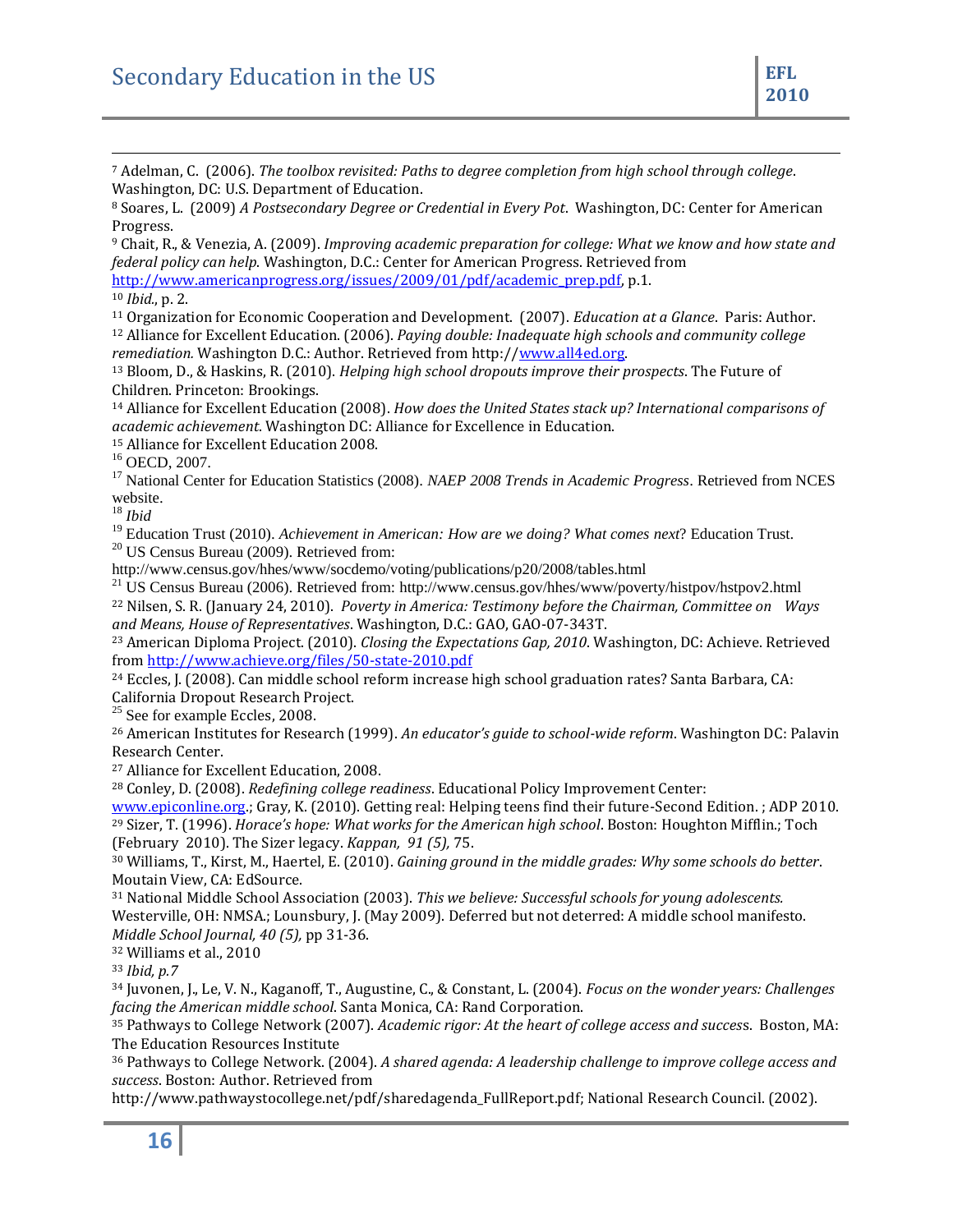[7] Adelman, C. (2006). *The toolbox revisited: Paths to degree completion from high school through college*. Washington, DC: U.S. Department of Education.

[8] Soares, L. (2009) *A Postsecondary Degree or Credential in Every Pot*. Washington, DC: Center for American Progress.

[9] Chait, R., & Venezia, A. (2009). *Improving academic preparation for college: What we know and how state and federal policy can help*. Washington, D.C.: Center for American Progress. Retrieved from http://www.americanprogress.org/issues/2009/01/pdf/academic_prep.pdf, p.1.

[10] *Ibid*., p. 2.

[11] Organization for Economic Cooperation and Development. (2007). *Education at a Glance*. Paris: Author.

[12] Alliance for Excellent Education. (2006). *Paying double: Inadequate high schools and community college remediation.* Washington D.C.: Author. Retrieved from http://www.all4ed.org.

[13] Bloom, D., & Haskins, R. (2010). *Helping high school dropouts improve their prospects*. The Future of Children. Princeton: Brookings.

[14] Alliance for Excellent Education (2008). *How does the United States stack up? International comparisons of academic achievement*. Washington DC: Alliance for Excellence in Education.

[15] Alliance for Excellent Education 2008.

[16] OECD, 2007.

[17] National Center for Education Statistics (2008). *NAEP 2008 Trends in Academic Progress*. Retrieved from NCES website.

[18] *Ibid*

[19] Education Trust (2010). *Achievement in American: How are we doing? What comes next*? Education Trust.

[20] US Census Bureau (2009). Retrieved from: http://www.census.gov/hhes/www/socdemo/voting/publications/p20/2008/tables.html

[21] US Census Bureau (2006). Retrieved from: http://www.census.gov/hhes/www/poverty/histpov/hstpov2.html

[22] Nilsen, S. R. (January 24, 2010). *Poverty in America: Testimony before the Chairman, Committee on Ways and Means, House of Representatives*. Washington, D.C.: GAO, GAO-07-343T.

[23] American Diploma Project. (2010). *Closing the Expectations Gap, 2010*. Washington, DC: Achieve. Retrieved from http://www.achieve.org/files/50-state-2010.pdf

[24] Eccles, J. (2008). Can middle school reform increase high school graduation rates? Santa Barbara, CA: California Dropout Research Project.

[25] See for example Eccles, 2008.

[26] American Institutes for Research (1999). *An educator's guide to school-wide reform*. Washington DC: Palavin Research Center.

[27] Alliance for Excellent Education, 2008.

[28] Conley, D. (2008). *Redefining college readiness*. Educational Policy Improvement Center: www.epiconline.org.; Gray, K. (2010). Getting real: Helping teens find their future-Second Edition. ; ADP 2010.

[29] Sizer, T. (1996). *Horace's hope: What works for the American high school*. Boston: Houghton Mifflin.; Toch (February 2010). The Sizer legacy. *Kappan, 91 (5),* 75.

[30] Williams, T., Kirst, M., Haertel, E. (2010). *Gaining ground in the middle grades: Why some schools do better*. Moutain View, CA: EdSource.

[31] National Middle School Association (2003). *This we believe: Successful schools for young adolescents.* Westerville, OH: NMSA.; Lounsbury, J. (May 2009). Deferred but not deterred: A middle school manifesto. *Middle School Journal, 40 (5),* pp 31-36.

[32] Williams et al., 2010

[33] *Ibid, p.7*

[34] Juvonen, J., Le, V. N., Kaganoff, T., Augustine, C., & Constant, L. (2004). *Focus on the wonder years: Challenges facing the American middle school*. Santa Monica, CA: Rand Corporation.

[35] Pathways to College Network (2007). *Academic rigor: At the heart of college access and success*. Boston, MA: The Education Resources Institute

[36] Pathways to College Network. (2004). *A shared agenda: A leadership challenge to improve college access and success*. Boston: Author. Retrieved from http://www.pathwaystocollege.net/pdf/sharedagenda_FullReport.pdf; National Research Council. (2002).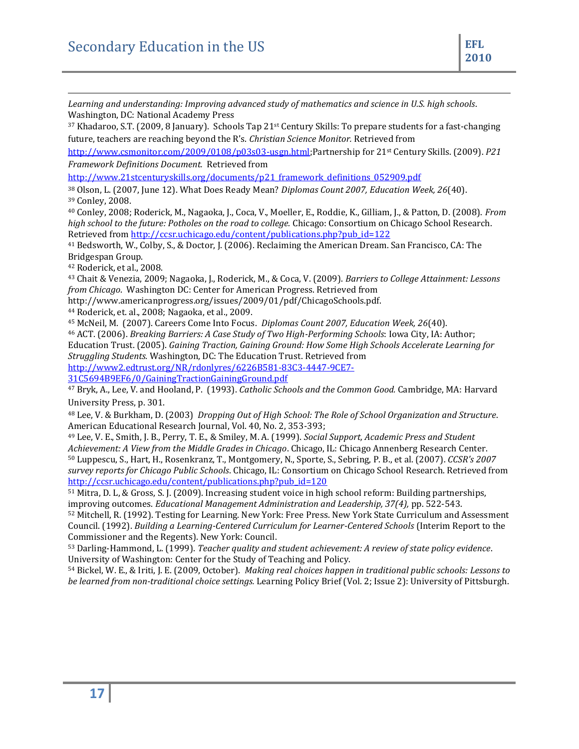*Learning and understanding: Improving advanced study of mathematics and science in U.S. high schools*. Washington, DC: National Academy Press

[37] Khadaroo, S.T. (2009, 8 January). Schools Tap 21st Century Skills: To prepare students for a fast-changing future, teachers are reaching beyond the R's. *Christian Science Monitor.* Retrieved from http://www.csmonitor.com/2009/0108/p03s03-usgn.html;Partnership for 21st Century Skills. (2009). *P21 Framework Definitions Document.* Retrieved from http://www.21stcenturyskills.org/documents/p21_framework_definitions_052909.pdf

[38] Olson, L. (2007, June 12). What Does Ready Mean? *Diplomas Count 2007, Education Week, 26*(40).

[39] Conley, 2008.

[40] Conley, 2008; Roderick, M., Nagaoka, J., Coca, V., Moeller, E., Roddie, K., Gilliam, J., & Patton, D. (2008). *From high school to the future: Potholes on the road to college.* Chicago: Consortium on Chicago School Research. Retrieved from http://ccsr.uchicago.edu/content/publications.php?pub_id=122

[41] Bedsworth, W., Colby, S., & Doctor, J. (2006). Reclaiming the American Dream. San Francisco, CA: The Bridgespan Group.

[42] Roderick, et al., 2008.

[43] Chait & Venezia, 2009; Nagaoka, J., Roderick, M., & Coca, V. (2009). *Barriers to College Attainment: Lessons from Chicago*. Washington DC: Center for American Progress. Retrieved from http://www.americanprogress.org/issues/2009/01/pdf/ChicagoSchools.pdf.

[44] Roderick, et. al., 2008; Nagaoka, et al., 2009.

[45] McNeil, M. (2007). Careers Come Into Focus. *Diplomas Count 2007, Education Week, 26*(40).

[46] ACT. (2006). *Breaking Barriers: A Case Study of Two High-Performing Schools*: Iowa City, IA: Author; Education Trust. (2005). *Gaining Traction, Gaining Ground: How Some High Schools Accelerate Learning for Struggling Students.* Washington, DC: The Education Trust. Retrieved from http://www2.edtrust.org/NR/rdonlyres/6226B581-83C3-4447-9CE7-31C5694B9EF6/0/GainingTractionGainingGround.pdf

[47] Bryk, A., Lee, V. and Hooland, P. (1993). *Catholic Schools and the Common Good.* Cambridge, MA: Harvard University Press, p. 301.

[48] Lee, V. & Burkham, D. (2003) *Dropping Out of High School: The Role of School Organization and Structure*. American Educational Research Journal, Vol. 40, No. 2, 353-393;

[49] Lee, V. E., Smith, J. B., Perry, T. E., & Smiley, M. A. (1999). *Social Support, Academic Press and Student Achievement: A View from the Middle Grades in Chicago*. Chicago, IL: Chicago Annenberg Research Center.

[50] Luppescu, S., Hart, H., Rosenkranz, T., Montgomery, N., Sporte, S., Sebring, P. B., et al. (2007). *CCSR's 2007 survey reports for Chicago Public Schools*. Chicago, IL: Consortium on Chicago School Research. Retrieved from http://ccsr.uchicago.edu/content/publications.php?pub_id=120

[51] Mitra, D. L, & Gross, S. J. (2009). Increasing student voice in high school reform: Building partnerships, improving outcomes. *Educational Management Administration and Leadership, 37(4),* pp. 522-543.

[52] Mitchell, R. (1992). Testing for Learning. New York: Free Press. New York State Curriculum and Assessment Council. (1992). *Building a Learning-Centered Curriculum for Learner-Centered Schools* (Interim Report to the Commissioner and the Regents). New York: Council.

[53] Darling-Hammond, L. (1999). *Teacher quality and student achievement: A review of state policy evidence*. University of Washington: Center for the Study of Teaching and Policy.

[54] Bickel, W. E., & Iriti, J. E. (2009, October). *Making real choices happen in traditional public schools: Lessons to be learned from non-traditional choice settings.* Learning Policy Brief (Vol. 2; Issue 2): University of Pittsburgh.